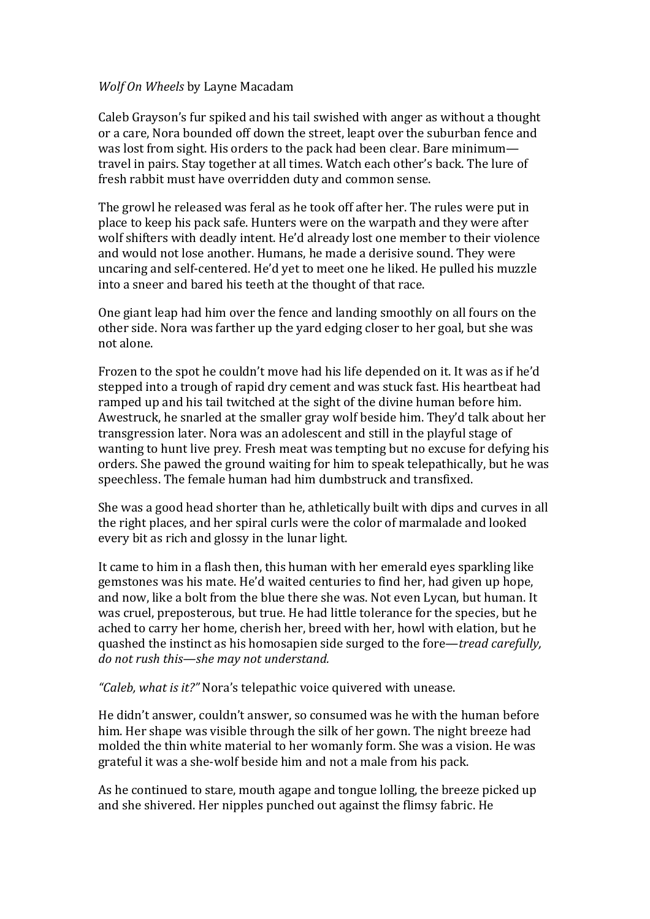*Wolf On Wheels* by Layne Macadam

Caleb Grayson's fur spiked and his tail swished with anger as without a thought or a care, Nora bounded off down the street, leapt over the suburban fence and was lost from sight. His orders to the pack had been clear. Bare minimum—travel in pairs. Stay together at all times. Watch each other's back. The lure of fresh rabbit must have overridden duty and common sense.

The growl he released was feral as he took off after her. The rules were put in place to keep his pack safe. Hunters were on the warpath and they were after wolf shifters with deadly intent. He'd already lost one member to their violence and would not lose another. Humans, he made a derisive sound. They were uncaring and self-centered. He'd yet to meet one he liked. He pulled his muzzle into a sneer and bared his teeth at the thought of that race.

One giant leap had him over the fence and landing smoothly on all fours on the other side. Nora was farther up the yard edging closer to her goal, but she was not alone.

Frozen to the spot he couldn't move had his life depended on it. It was as if he'd stepped into a trough of rapid dry cement and was stuck fast. His heartbeat had ramped up and his tail twitched at the sight of the divine human before him. Awestruck, he snarled at the smaller gray wolf beside him. They'd talk about her transgression later. Nora was an adolescent and still in the playful stage of wanting to hunt live prey. Fresh meat was tempting but no excuse for defying his orders. She pawed the ground waiting for him to speak telepathically, but he was speechless. The female human had him dumbstruck and transfixed.

She was a good head shorter than he, athletically built with dips and curves in all the right places, and her spiral curls were the color of marmalade and looked every bit as rich and glossy in the lunar light.

It came to him in a flash then, this human with her emerald eyes sparkling like gemstones was his mate. He'd waited centuries to find her, had given up hope, and now, like a bolt from the blue there she was. Not even Lycan, but human. It was cruel, preposterous, but true. He had little tolerance for the species, but he ached to carry her home, cherish her, breed with her, howl with elation, but he quashed the instinct as his homosapien side surged to the fore—*tread carefully, do not rush this—she may not understand.*

*"Caleb, what is it?"* Nora's telepathic voice quivered with unease.

He didn't answer, couldn't answer, so consumed was he with the human before him. Her shape was visible through the silk of her gown. The night breeze had molded the thin white material to her womanly form. She was a vision. He was grateful it was a she-wolf beside him and not a male from his pack.

As he continued to stare, mouth agape and tongue lolling, the breeze picked up and she shivered. Her nipples punched out against the flimsy fabric. He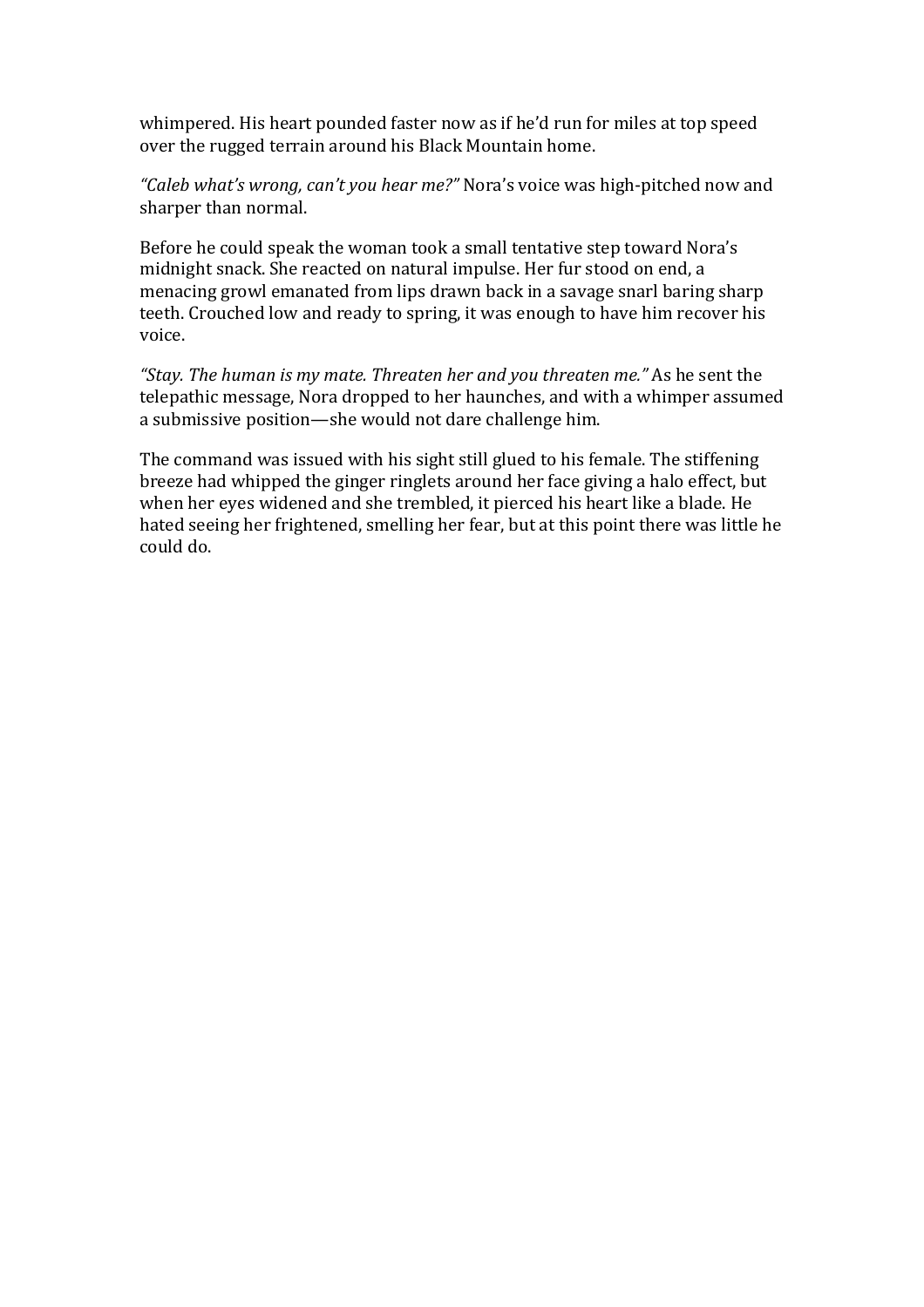whimpered. His heart pounded faster now as if he'd run for miles at top speed over the rugged terrain around his Black Mountain home.

*"Caleb what's wrong, can't you hear me?"* Nora's voice was high-pitched now and sharper than normal.

Before he could speak the woman took a small tentative step toward Nora's midnight snack. She reacted on natural impulse. Her fur stood on end, a menacing growl emanated from lips drawn back in a savage snarl baring sharp teeth. Crouched low and ready to spring, it was enough to have him recover his voice.

*"Stay. The human is my mate. Threaten her and you threaten me."* As he sent the telepathic message, Nora dropped to her haunches, and with a whimper assumed a submissive position—she would not dare challenge him.

The command was issued with his sight still glued to his female. The stiffening breeze had whipped the ginger ringlets around her face giving a halo effect, but when her eyes widened and she trembled, it pierced his heart like a blade. He hated seeing her frightened, smelling her fear, but at this point there was little he could do.